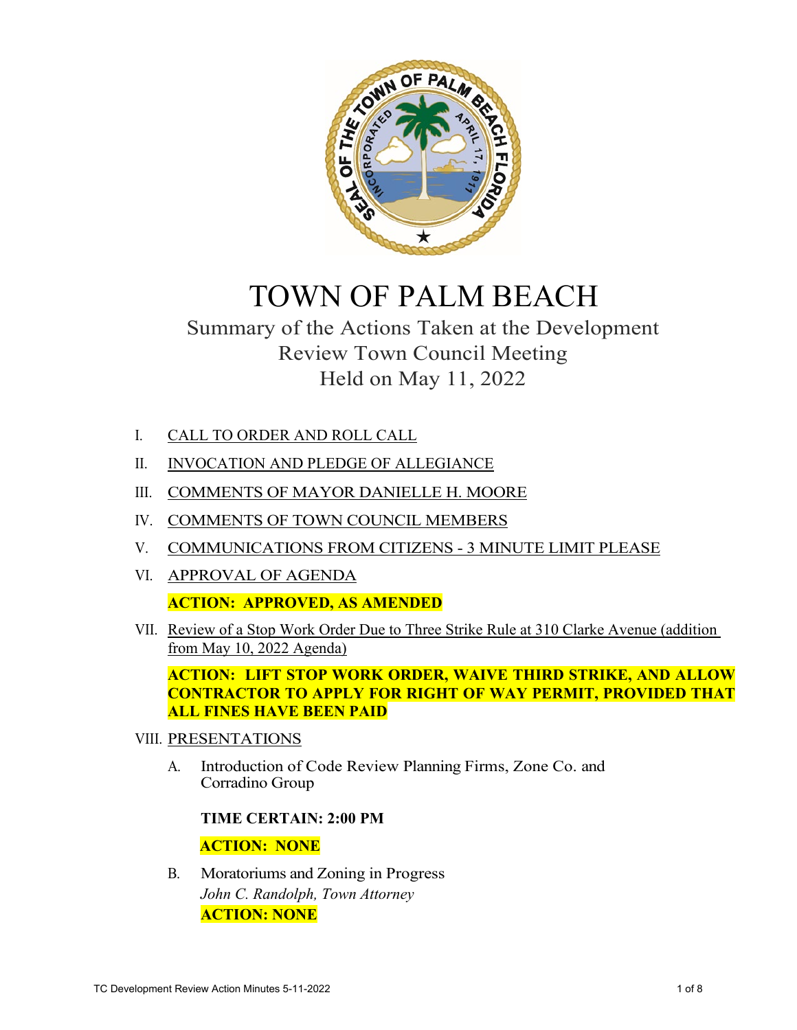# TOWN OF PALM BEACH

## Summary of the Actions Taken at the Development Review Town Council Meeting Held on May 11, 2022

I. CALL TO ORDER AND ROLL CALL

II. INVOCATION AND PLEDGE OF ALLEGIANCE

III. COMMENTS OF MAYOR DANIELLE H. MOORE

IV. COMMENTS OF TOWN COUNCIL MEMBERS

V. COMMUNICATIONS FROM CITIZENS - 3 MINUTE LIMIT PLEASE

VI. APPROVAL OF AGENDA

**ACTION: APPROVED, AS AMENDED**

VII. Review of a Stop Work Order Due to Three Strike Rule at 310 Clarke Avenue (addition from May 10, 2022 Agenda)

**ACTION: LIFT STOP WORK ORDER, WAIVE THIRD STRIKE, AND ALLOW CONTRACTOR TO APPLY FOR RIGHT OF WAY PERMIT, PROVIDED THAT ALL FINES HAVE BEEN PAID**

VIII. PRESENTATIONS

A. Introduction of Code Review Planning Firms, Zone Co. and Corradino Group

**TIME CERTAIN: 2:00 PM**

**ACTION: NONE**

B. Moratoriums and Zoning in Progress
*John C. Randolph, Town Attorney*
**ACTION: NONE**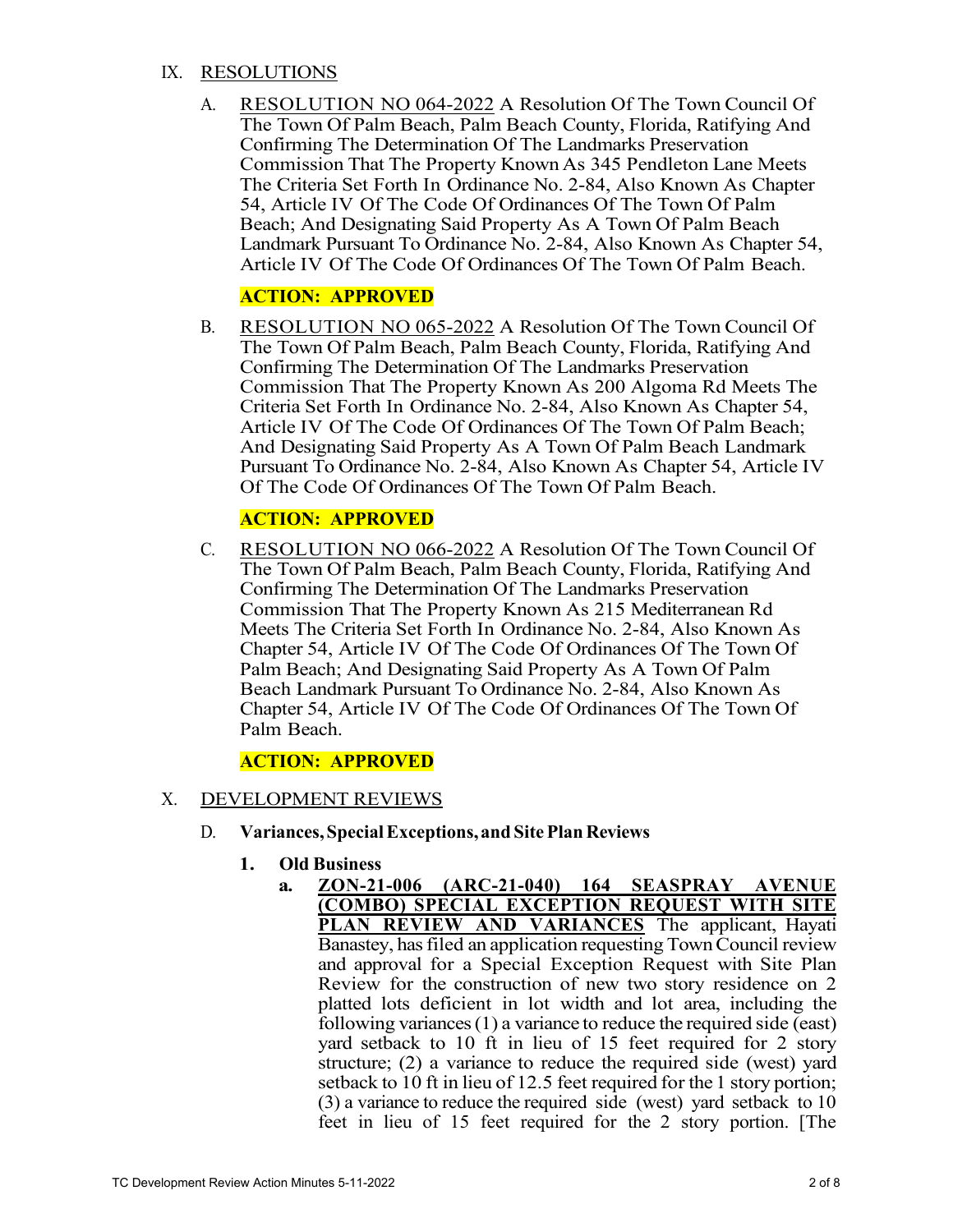## IX. RESOLUTIONS

A. RESOLUTION NO 064-2022 A Resolution Of The Town Council Of The Town Of Palm Beach, Palm Beach County, Florida, Ratifying And Confirming The Determination Of The Landmarks Preservation Commission That The Property Known As 345 Pendleton Lane Meets The Criteria Set Forth In Ordinance No. 2-84, Also Known As Chapter 54, Article IV Of The Code Of Ordinances Of The Town Of Palm Beach; And Designating Said Property As A Town Of Palm Beach Landmark Pursuant To Ordinance No. 2-84, Also Known As Chapter 54, Article IV Of The Code Of Ordinances Of The Town Of Palm Beach.

**ACTION: APPROVED**

B. RESOLUTION NO 065-2022 A Resolution Of The Town Council Of The Town Of Palm Beach, Palm Beach County, Florida, Ratifying And Confirming The Determination Of The Landmarks Preservation Commission That The Property Known As 200 Algoma Rd Meets The Criteria Set Forth In Ordinance No. 2-84, Also Known As Chapter 54, Article IV Of The Code Of Ordinances Of The Town Of Palm Beach; And Designating Said Property As A Town Of Palm Beach Landmark Pursuant To Ordinance No. 2-84, Also Known As Chapter 54, Article IV Of The Code Of Ordinances Of The Town Of Palm Beach.

**ACTION: APPROVED**

C. RESOLUTION NO 066-2022 A Resolution Of The Town Council Of The Town Of Palm Beach, Palm Beach County, Florida, Ratifying And Confirming The Determination Of The Landmarks Preservation Commission That The Property Known As 215 Mediterranean Rd Meets The Criteria Set Forth In Ordinance No. 2-84, Also Known As Chapter 54, Article IV Of The Code Of Ordinances Of The Town Of Palm Beach; And Designating Said Property As A Town Of Palm Beach Landmark Pursuant To Ordinance No. 2-84, Also Known As Chapter 54, Article IV Of The Code Of Ordinances Of The Town Of Palm Beach.

**ACTION: APPROVED**

## X. DEVELOPMENT REVIEWS

### D. Variances, Special Exceptions, and Site Plan Reviews

**1. Old Business**

**a. ZON-21-006 (ARC-21-040) 164 SEASPRAY AVENUE (COMBO) SPECIAL EXCEPTION REQUEST WITH SITE PLAN REVIEW AND VARIANCES** The applicant, Hayati Banastey, has filed an application requesting Town Council review and approval for a Special Exception Request with Site Plan Review for the construction of new two story residence on 2 platted lots deficient in lot width and lot area, including the following variances (1) a variance to reduce the required side (east) yard setback to 10 ft in lieu of 15 feet required for 2 story structure; (2) a variance to reduce the required side (west) yard setback to 10 ft in lieu of 12.5 feet required for the 1 story portion; (3) a variance to reduce the required side (west) yard setback to 10 feet in lieu of 15 feet required for the 2 story portion. [The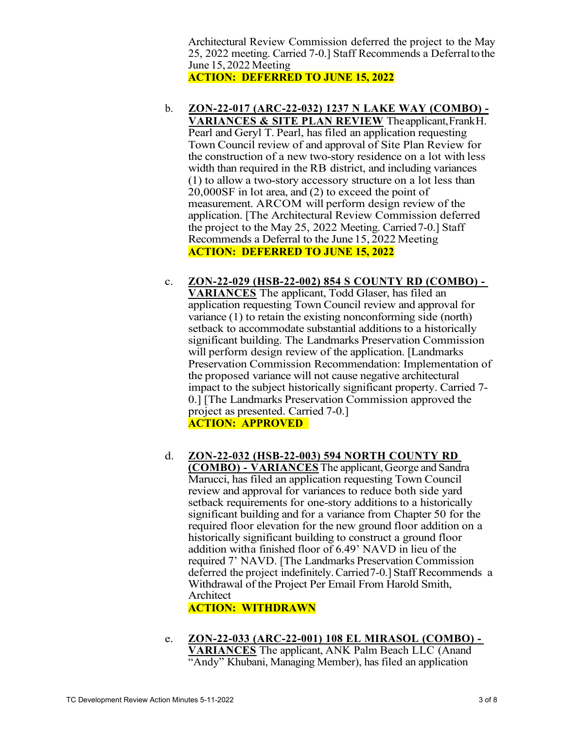Architectural Review Commission deferred the project to the May 25, 2022 meeting. Carried 7-0.] Staff Recommends a Deferral to the June 15, 2022 Meeting
**ACTION: DEFERRED TO JUNE 15, 2022**

b. **ZON-22-017 (ARC-22-032) 1237 N LAKE WAY (COMBO) - VARIANCES & SITE PLAN REVIEW** The applicant, Frank H. Pearl and Geryl T. Pearl, has filed an application requesting Town Council review of and approval of Site Plan Review for the construction of a new two-story residence on a lot with less width than required in the RB district, and including variances (1) to allow a two-story accessory structure on a lot less than 20,000SF in lot area, and (2) to exceed the point of measurement. ARCOM will perform design review of the application. [The Architectural Review Commission deferred the project to the May 25, 2022 Meeting. Carried 7-0.] Staff Recommends a Deferral to the June 15, 2022 Meeting
**ACTION: DEFERRED TO JUNE 15, 2022**

c. **ZON-22-029 (HSB-22-002) 854 S COUNTY RD (COMBO) - VARIANCES** The applicant, Todd Glaser, has filed an application requesting Town Council review and approval for variance (1) to retain the existing nonconforming side (north) setback to accommodate substantial additions to a historically significant building. The Landmarks Preservation Commission will perform design review of the application. [Landmarks Preservation Commission Recommendation: Implementation of the proposed variance will not cause negative architectural impact to the subject historically significant property. Carried 7-0.] [The Landmarks Preservation Commission approved the project as presented. Carried 7-0.]
**ACTION: APPROVED**

d. **ZON-22-032 (HSB-22-003) 594 NORTH COUNTY RD (COMBO) - VARIANCES** The applicant, George and Sandra Marucci, has filed an application requesting Town Council review and approval for variances to reduce both side yard setback requirements for one-story additions to a historically significant building and for a variance from Chapter 50 for the required floor elevation for the new ground floor addition on a historically significant building to construct a ground floor addition with a finished floor of 6.49' NAVD in lieu of the required 7' NAVD. [The Landmarks Preservation Commission deferred the project indefinitely. Carried 7-0.] Staff Recommends a Withdrawal of the Project Per Email From Harold Smith, Architect
**ACTION: WITHDRAWN**

e. **ZON-22-033 (ARC-22-001) 108 EL MIRASOL (COMBO) - VARIANCES** The applicant, ANK Palm Beach LLC (Anand "Andy" Khubani, Managing Member), has filed an application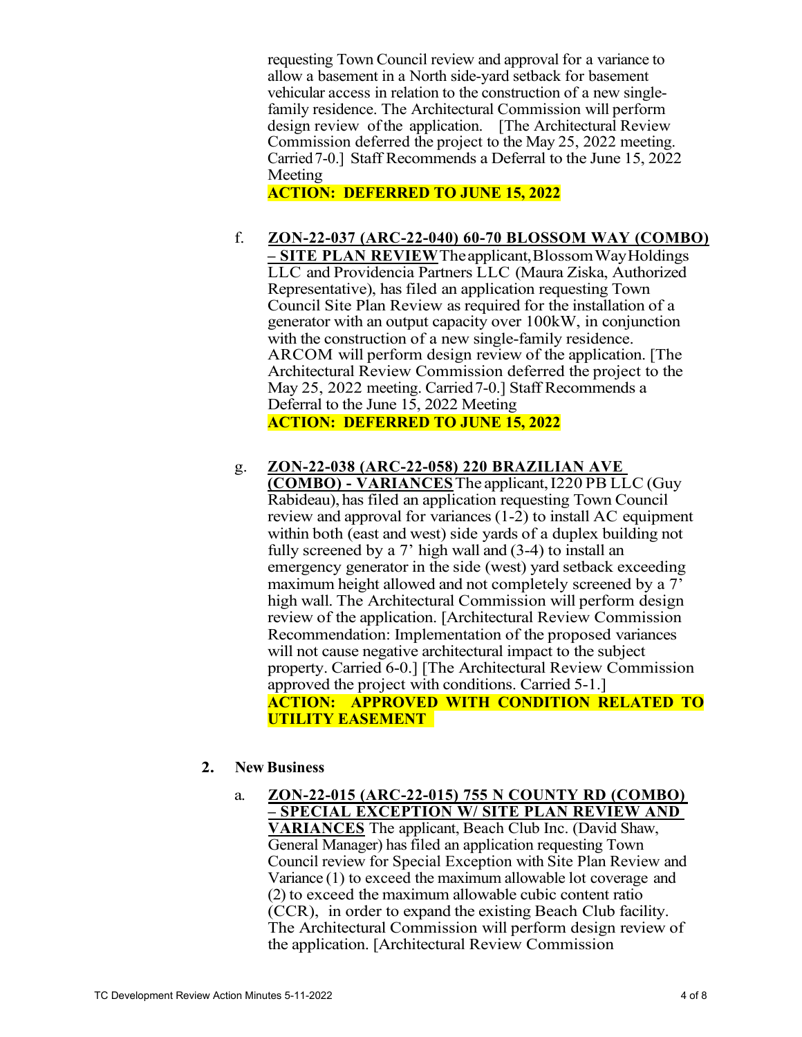requesting Town Council review and approval for a variance to allow a basement in a North side-yard setback for basement vehicular access in relation to the construction of a new single-family residence. The Architectural Commission will perform design review of the application. [The Architectural Review Commission deferred the project to the May 25, 2022 meeting. Carried 7-0.] Staff Recommends a Deferral to the June 15, 2022 Meeting

**ACTION: DEFERRED TO JUNE 15, 2022**

f. **ZON-22-037 (ARC-22-040) 60-70 BLOSSOM WAY (COMBO) – SITE PLAN REVIEW** The applicant, Blossom Way Holdings LLC and Providencia Partners LLC (Maura Ziska, Authorized Representative), has filed an application requesting Town Council Site Plan Review as required for the installation of a generator with an output capacity over 100kW, in conjunction with the construction of a new single-family residence. ARCOM will perform design review of the application. [The Architectural Review Commission deferred the project to the May 25, 2022 meeting. Carried 7-0.] Staff Recommends a Deferral to the June 15, 2022 Meeting

**ACTION: DEFERRED TO JUNE 15, 2022**

g. **ZON-22-038 (ARC-22-058) 220 BRAZILIAN AVE (COMBO) - VARIANCES** The applicant, I220 PB LLC (Guy Rabideau), has filed an application requesting Town Council review and approval for variances (1-2) to install AC equipment within both (east and west) side yards of a duplex building not fully screened by a 7' high wall and (3-4) to install an emergency generator in the side (west) yard setback exceeding maximum height allowed and not completely screened by a 7' high wall. The Architectural Commission will perform design review of the application. [Architectural Review Commission Recommendation: Implementation of the proposed variances will not cause negative architectural impact to the subject property. Carried 6-0.] [The Architectural Review Commission approved the project with conditions. Carried 5-1.]

**ACTION: APPROVED WITH CONDITION RELATED TO UTILITY EASEMENT**

**2. New Business**

a. **ZON-22-015 (ARC-22-015) 755 N COUNTY RD (COMBO) – SPECIAL EXCEPTION W/ SITE PLAN REVIEW AND VARIANCES** The applicant, Beach Club Inc. (David Shaw, General Manager) has filed an application requesting Town Council review for Special Exception with Site Plan Review and Variance (1) to exceed the maximum allowable lot coverage and (2) to exceed the maximum allowable cubic content ratio (CCR), in order to expand the existing Beach Club facility. The Architectural Commission will perform design review of the application. [Architectural Review Commission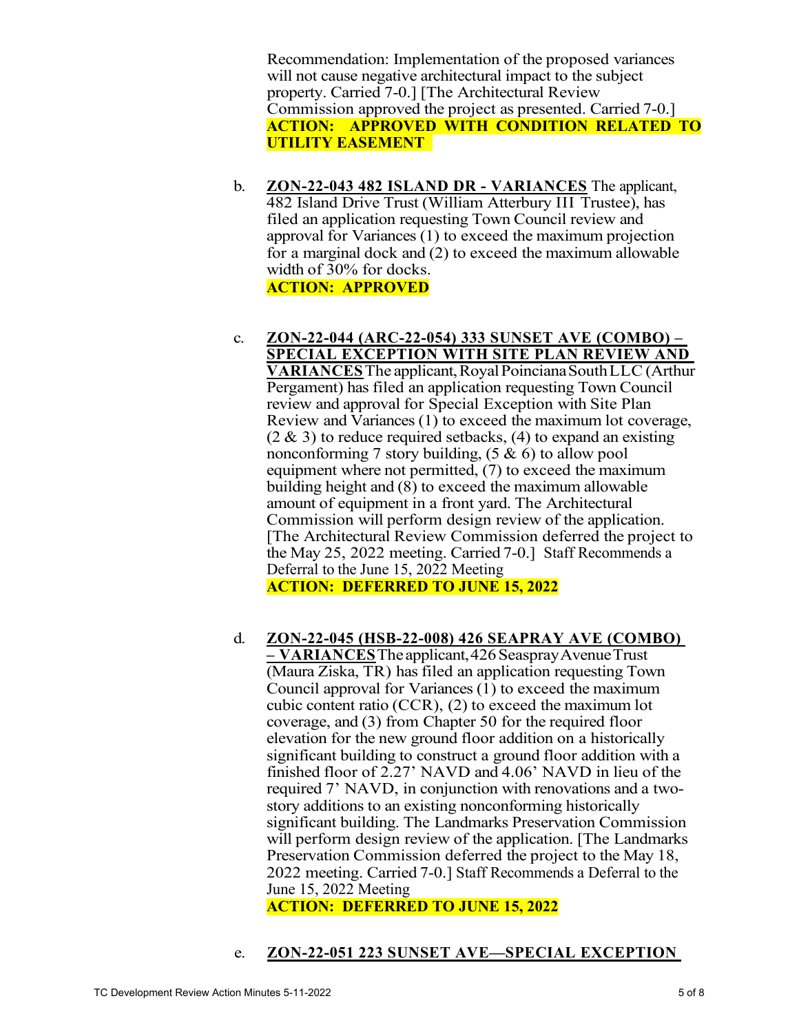Recommendation: Implementation of the proposed variances will not cause negative architectural impact to the subject property. Carried 7-0.] [The Architectural Review Commission approved the project as presented. Carried 7-0.]
**ACTION: APPROVED WITH CONDITION RELATED TO UTILITY EASEMENT**

b. **ZON-22-043 482 ISLAND DR - VARIANCES** The applicant, 482 Island Drive Trust (William Atterbury III Trustee), has filed an application requesting Town Council review and approval for Variances (1) to exceed the maximum projection for a marginal dock and (2) to exceed the maximum allowable width of 30% for docks.
**ACTION: APPROVED**

c. **ZON-22-044 (ARC-22-054) 333 SUNSET AVE (COMBO) – SPECIAL EXCEPTION WITH SITE PLAN REVIEW AND VARIANCES** The applicant, Royal Poinciana South LLC (Arthur Pergament) has filed an application requesting Town Council review and approval for Special Exception with Site Plan Review and Variances (1) to exceed the maximum lot coverage, (2 & 3) to reduce required setbacks, (4) to expand an existing nonconforming 7 story building, (5 & 6) to allow pool equipment where not permitted, (7) to exceed the maximum building height and (8) to exceed the maximum allowable amount of equipment in a front yard. The Architectural Commission will perform design review of the application. [The Architectural Review Commission deferred the project to the May 25, 2022 meeting. Carried 7-0.] Staff Recommends a Deferral to the June 15, 2022 Meeting
**ACTION: DEFERRED TO JUNE 15, 2022**

d. **ZON-22-045 (HSB-22-008) 426 SEAPRAY AVE (COMBO) – VARIANCES** The applicant, 426 Seaspray Avenue Trust (Maura Ziska, TR) has filed an application requesting Town Council approval for Variances (1) to exceed the maximum cubic content ratio (CCR), (2) to exceed the maximum lot coverage, and (3) from Chapter 50 for the required floor elevation for the new ground floor addition on a historically significant building to construct a ground floor addition with a finished floor of 2.27' NAVD and 4.06' NAVD in lieu of the required 7' NAVD, in conjunction with renovations and a two-story additions to an existing nonconforming historically significant building. The Landmarks Preservation Commission will perform design review of the application. [The Landmarks Preservation Commission deferred the project to the May 18, 2022 meeting. Carried 7-0.] Staff Recommends a Deferral to the June 15, 2022 Meeting
**ACTION: DEFERRED TO JUNE 15, 2022**

e. **ZON-22-051 223 SUNSET AVE—SPECIAL EXCEPTION**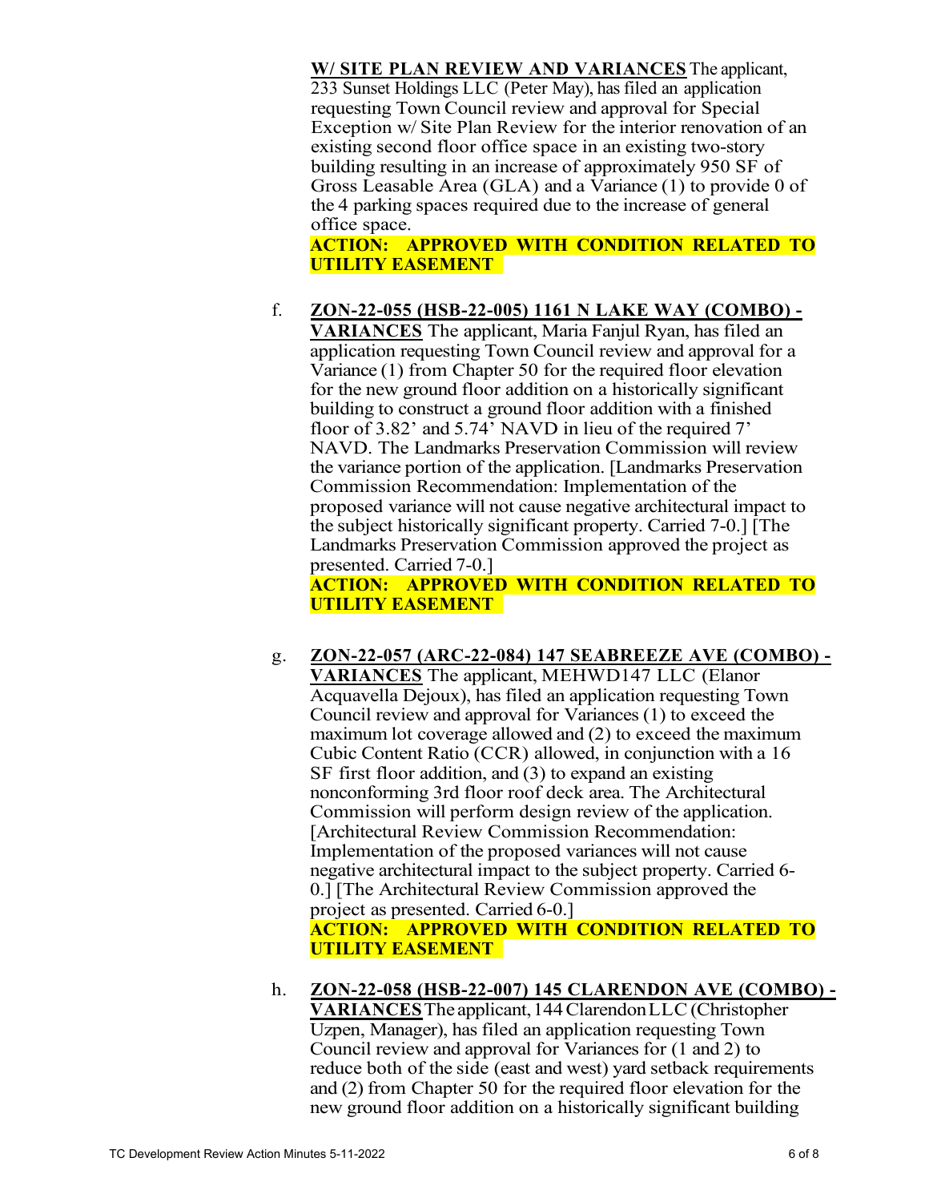**W/ SITE PLAN REVIEW AND VARIANCES** The applicant, 233 Sunset Holdings LLC (Peter May), has filed an application requesting Town Council review and approval for Special Exception w/ Site Plan Review for the interior renovation of an existing second floor office space in an existing two-story building resulting in an increase of approximately 950 SF of Gross Leasable Area (GLA) and a Variance (1) to provide 0 of the 4 parking spaces required due to the increase of general office space.
**ACTION: APPROVED WITH CONDITION RELATED TO UTILITY EASEMENT**

f. **ZON-22-055 (HSB-22-005) 1161 N LAKE WAY (COMBO) - VARIANCES** The applicant, Maria Fanjul Ryan, has filed an application requesting Town Council review and approval for a Variance (1) from Chapter 50 for the required floor elevation for the new ground floor addition on a historically significant building to construct a ground floor addition with a finished floor of 3.82' and 5.74' NAVD in lieu of the required 7' NAVD. The Landmarks Preservation Commission will review the variance portion of the application. [Landmarks Preservation Commission Recommendation: Implementation of the proposed variance will not cause negative architectural impact to the subject historically significant property. Carried 7-0.] [The Landmarks Preservation Commission approved the project as presented. Carried 7-0.]
**ACTION: APPROVED WITH CONDITION RELATED TO UTILITY EASEMENT**

g. **ZON-22-057 (ARC-22-084) 147 SEABREEZE AVE (COMBO) - VARIANCES** The applicant, MEHWD147 LLC (Elanor Acquavella Dejoux), has filed an application requesting Town Council review and approval for Variances (1) to exceed the maximum lot coverage allowed and (2) to exceed the maximum Cubic Content Ratio (CCR) allowed, in conjunction with a 16 SF first floor addition, and (3) to expand an existing nonconforming 3rd floor roof deck area. The Architectural Commission will perform design review of the application. [Architectural Review Commission Recommendation: Implementation of the proposed variances will not cause negative architectural impact to the subject property. Carried 6-0.] [The Architectural Review Commission approved the project as presented. Carried 6-0.]
**ACTION: APPROVED WITH CONDITION RELATED TO UTILITY EASEMENT**

h. **ZON-22-058 (HSB-22-007) 145 CLARENDON AVE (COMBO) - VARIANCES** The applicant, 144 Clarendon LLC (Christopher Uzpen, Manager), has filed an application requesting Town Council review and approval for Variances for (1 and 2) to reduce both of the side (east and west) yard setback requirements and (2) from Chapter 50 for the required floor elevation for the new ground floor addition on a historically significant building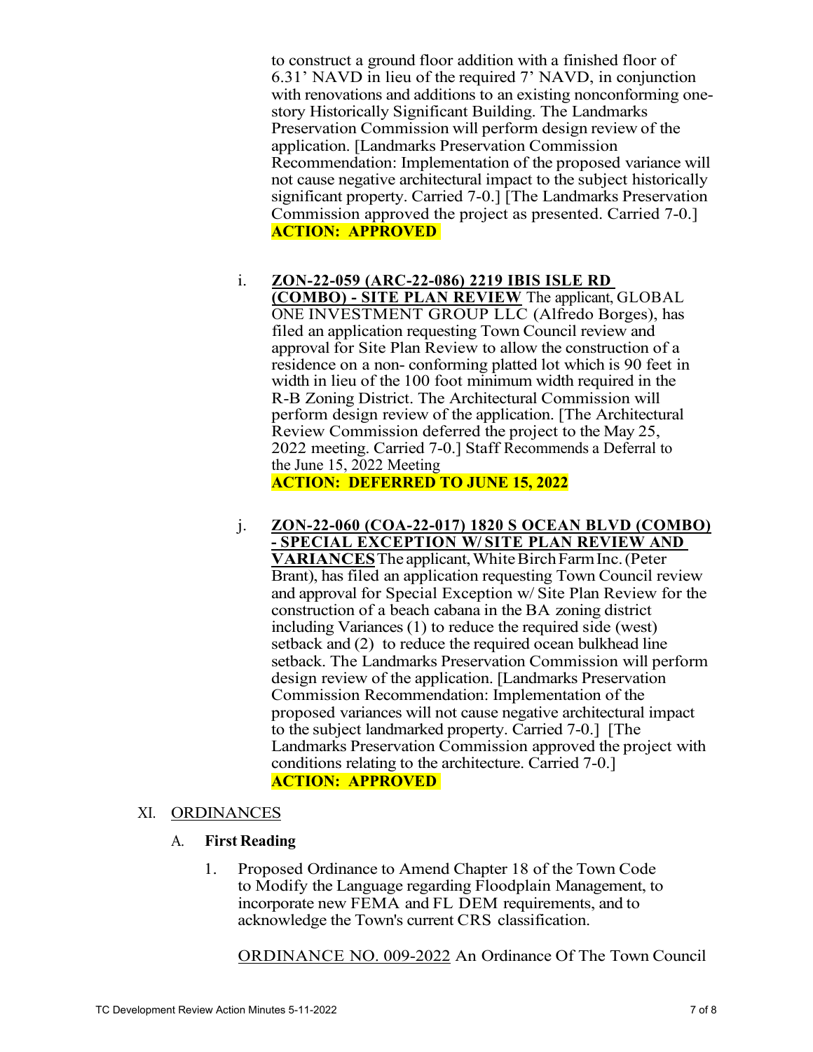to construct a ground floor addition with a finished floor of 6.31' NAVD in lieu of the required 7' NAVD, in conjunction with renovations and additions to an existing nonconforming one-story Historically Significant Building. The Landmarks Preservation Commission will perform design review of the application. [Landmarks Preservation Commission Recommendation: Implementation of the proposed variance will not cause negative architectural impact to the subject historically significant property. Carried 7-0.] [The Landmarks Preservation Commission approved the project as presented. Carried 7-0.]
**ACTION: APPROVED**

i. **ZON-22-059 (ARC-22-086) 2219 IBIS ISLE RD (COMBO) - SITE PLAN REVIEW** The applicant, GLOBAL ONE INVESTMENT GROUP LLC (Alfredo Borges), has filed an application requesting Town Council review and approval for Site Plan Review to allow the construction of a residence on a non- conforming platted lot which is 90 feet in width in lieu of the 100 foot minimum width required in the R-B Zoning District. The Architectural Commission will perform design review of the application. [The Architectural Review Commission deferred the project to the May 25, 2022 meeting. Carried 7-0.] Staff Recommends a Deferral to the June 15, 2022 Meeting
**ACTION: DEFERRED TO JUNE 15, 2022**

j. **ZON-22-060 (COA-22-017) 1820 S OCEAN BLVD (COMBO) - SPECIAL EXCEPTION W/ SITE PLAN REVIEW AND VARIANCES** The applicant, White Birch Farm Inc. (Peter Brant), has filed an application requesting Town Council review and approval for Special Exception w/ Site Plan Review for the construction of a beach cabana in the BA zoning district including Variances (1) to reduce the required side (west) setback and (2) to reduce the required ocean bulkhead line setback. The Landmarks Preservation Commission will perform design review of the application. [Landmarks Preservation Commission Recommendation: Implementation of the proposed variances will not cause negative architectural impact to the subject landmarked property. Carried 7-0.] [The Landmarks Preservation Commission approved the project with conditions relating to the architecture. Carried 7-0.]
**ACTION: APPROVED**

## XI. ORDINANCES

### A. First Reading

1. Proposed Ordinance to Amend Chapter 18 of the Town Code to Modify the Language regarding Floodplain Management, to incorporate new FEMA and FL DEM requirements, and to acknowledge the Town's current CRS classification.

   ORDINANCE NO. 009-2022 An Ordinance Of The Town Council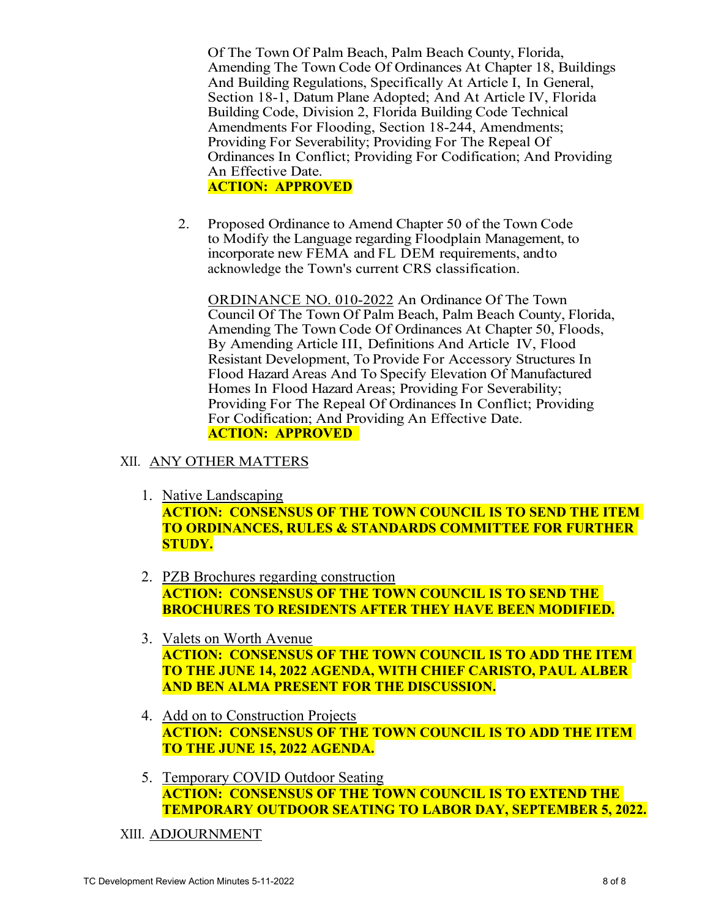Of The Town Of Palm Beach, Palm Beach County, Florida, Amending The Town Code Of Ordinances At Chapter 18, Buildings And Building Regulations, Specifically At Article I, In General, Section 18-1, Datum Plane Adopted; And At Article IV, Florida Building Code, Division 2, Florida Building Code Technical Amendments For Flooding, Section 18-244, Amendments; Providing For Severability; Providing For The Repeal Of Ordinances In Conflict; Providing For Codification; And Providing An Effective Date.
**ACTION: APPROVED**

2. Proposed Ordinance to Amend Chapter 50 of the Town Code to Modify the Language regarding Floodplain Management, to incorporate new FEMA and FL DEM requirements, and to acknowledge the Town's current CRS classification.

   ORDINANCE NO. 010-2022 An Ordinance Of The Town Council Of The Town Of Palm Beach, Palm Beach County, Florida, Amending The Town Code Of Ordinances At Chapter 50, Floods, By Amending Article III, Definitions And Article IV, Flood Resistant Development, To Provide For Accessory Structures In Flood Hazard Areas And To Specify Elevation Of Manufactured Homes In Flood Hazard Areas; Providing For Severability; Providing For The Repeal Of Ordinances In Conflict; Providing For Codification; And Providing An Effective Date.
   **ACTION: APPROVED**

## XII. ANY OTHER MATTERS

1. Native Landscaping
   **ACTION: CONSENSUS OF THE TOWN COUNCIL IS TO SEND THE ITEM TO ORDINANCES, RULES & STANDARDS COMMITTEE FOR FURTHER STUDY.**

2. PZB Brochures regarding construction
   **ACTION: CONSENSUS OF THE TOWN COUNCIL IS TO SEND THE BROCHURES TO RESIDENTS AFTER THEY HAVE BEEN MODIFIED.**

3. Valets on Worth Avenue
   **ACTION: CONSENSUS OF THE TOWN COUNCIL IS TO ADD THE ITEM TO THE JUNE 14, 2022 AGENDA, WITH CHIEF CARISTO, PAUL ALBER AND BEN ALMA PRESENT FOR THE DISCUSSION.**

4. Add on to Construction Projects
   **ACTION: CONSENSUS OF THE TOWN COUNCIL IS TO ADD THE ITEM TO THE JUNE 15, 2022 AGENDA.**

5. Temporary COVID Outdoor Seating
   **ACTION: CONSENSUS OF THE TOWN COUNCIL IS TO EXTEND THE TEMPORARY OUTDOOR SEATING TO LABOR DAY, SEPTEMBER 5, 2022.**

## XIII. ADJOURNMENT